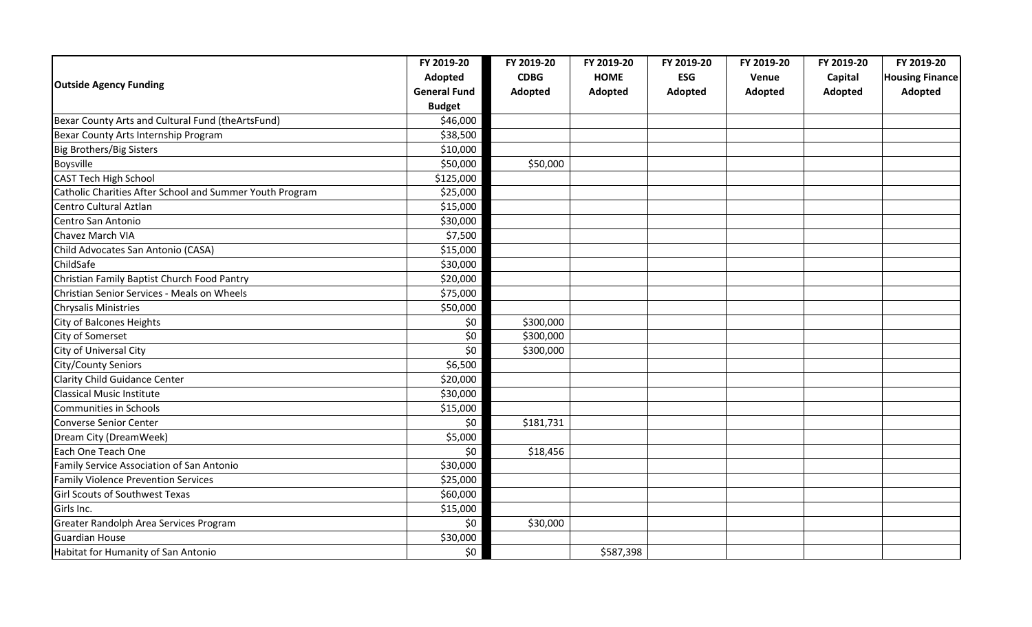| Outside Agency Funding | FY 2019-20 Adopted General Fund Budget | FY 2019-20 CDBG Adopted | FY 2019-20 HOME Adopted | FY 2019-20 ESG Adopted | FY 2019-20 Venue Adopted | FY 2019-20 Capital Adopted | FY 2019-20 Housing Finance Adopted |
|---|---|---|---|---|---|---|---|
| Bexar County Arts and Cultural Fund (theArtsFund) | $46,000 | | | | | | |
| Bexar County Arts Internship Program | $38,500 | | | | | | |
| Big Brothers/Big Sisters | $10,000 | | | | | | |
| Boysville | $50,000 | $50,000 | | | | | |
| CAST Tech High School | $125,000 | | | | | | |
| Catholic Charities After School and Summer Youth Program | $25,000 | | | | | | |
| Centro Cultural Aztlan | $15,000 | | | | | | |
| Centro San Antonio | $30,000 | | | | | | |
| Chavez March VIA | $7,500 | | | | | | |
| Child Advocates San Antonio (CASA) | $15,000 | | | | | | |
| ChildSafe | $30,000 | | | | | | |
| Christian Family Baptist Church Food Pantry | $20,000 | | | | | | |
| Christian Senior Services - Meals on Wheels | $75,000 | | | | | | |
| Chrysalis Ministries | $50,000 | | | | | | |
| City of Balcones Heights | $0 | $300,000 | | | | | |
| City of Somerset | $0 | $300,000 | | | | | |
| City of Universal City | $0 | $300,000 | | | | | |
| City/County Seniors | $6,500 | | | | | | |
| Clarity Child Guidance Center | $20,000 | | | | | | |
| Classical Music Institute | $30,000 | | | | | | |
| Communities in Schools | $15,000 | | | | | | |
| Converse Senior Center | $0 | $181,731 | | | | | |
| Dream City (DreamWeek) | $5,000 | | | | | | |
| Each One Teach One | $0 | $18,456 | | | | | |
| Family Service Association of San Antonio | $30,000 | | | | | | |
| Family Violence Prevention Services | $25,000 | | | | | | |
| Girl Scouts of Southwest Texas | $60,000 | | | | | | |
| Girls Inc. | $15,000 | | | | | | |
| Greater Randolph Area Services Program | $0 | $30,000 | | | | | |
| Guardian House | $30,000 | | | | | | |
| Habitat for Humanity of San Antonio | $0 | | $587,398 | | | | |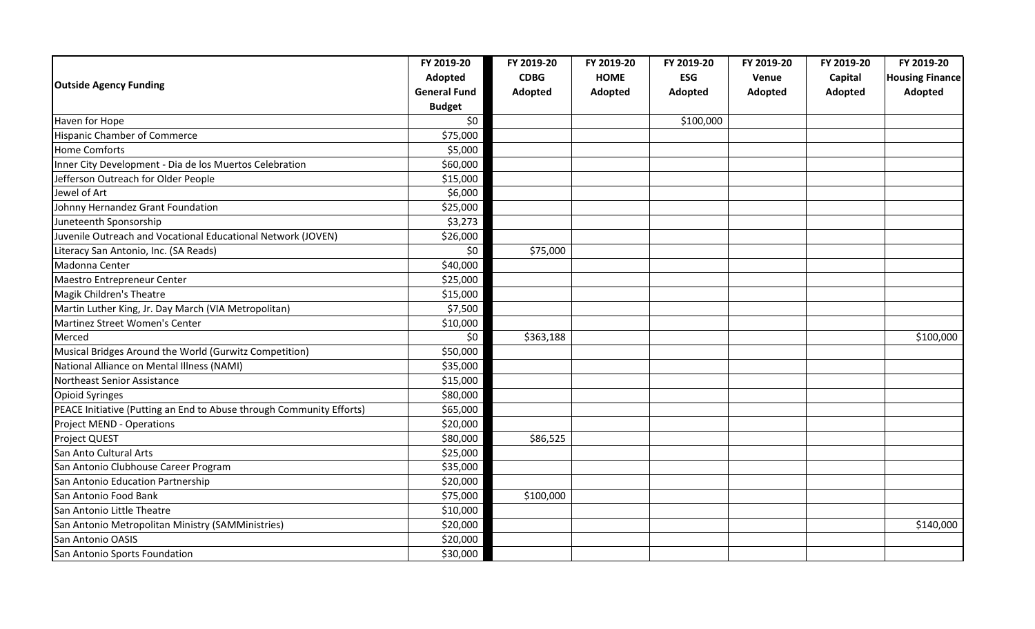| Outside Agency Funding | FY 2019-20 Adopted General Fund Budget | FY 2019-20 CDBG Adopted | FY 2019-20 HOME Adopted | FY 2019-20 ESG Adopted | FY 2019-20 Venue Adopted | FY 2019-20 Capital Adopted | FY 2019-20 Housing Finance Adopted |
|---|---|---|---|---|---|---|---|
| Haven for Hope | $0 | | | $100,000 | | | |
| Hispanic Chamber of Commerce | $75,000 | | | | | | |
| Home Comforts | $5,000 | | | | | | |
| Inner City Development - Dia de los Muertos Celebration | $60,000 | | | | | | |
| Jefferson Outreach for Older People | $15,000 | | | | | | |
| Jewel of Art | $6,000 | | | | | | |
| Johnny Hernandez Grant Foundation | $25,000 | | | | | | |
| Juneteenth Sponsorship | $3,273 | | | | | | |
| Juvenile Outreach and Vocational Educational Network (JOVEN) | $26,000 | | | | | | |
| Literacy San Antonio, Inc. (SA Reads) | $0 | $75,000 | | | | | |
| Madonna Center | $40,000 | | | | | | |
| Maestro Entrepreneur Center | $25,000 | | | | | | |
| Magik Children's Theatre | $15,000 | | | | | | |
| Martin Luther King, Jr. Day March (VIA Metropolitan) | $7,500 | | | | | | |
| Martinez Street Women's Center | $10,000 | | | | | | |
| Merced | $0 | $363,188 | | | | | $100,000 |
| Musical Bridges Around the World (Gurwitz Competition) | $50,000 | | | | | | |
| National Alliance on Mental Illness (NAMI) | $35,000 | | | | | | |
| Northeast Senior Assistance | $15,000 | | | | | | |
| Opioid Syringes | $80,000 | | | | | | |
| PEACE Initiative (Putting an End to Abuse through Community Efforts) | $65,000 | | | | | | |
| Project MEND - Operations | $20,000 | | | | | | |
| Project QUEST | $80,000 | $86,525 | | | | | |
| San Anto Cultural Arts | $25,000 | | | | | | |
| San Antonio Clubhouse Career Program | $35,000 | | | | | | |
| San Antonio Education Partnership | $20,000 | | | | | | |
| San Antonio Food Bank | $75,000 | $100,000 | | | | | |
| San Antonio Little Theatre | $10,000 | | | | | | |
| San Antonio Metropolitan Ministry (SAMMinistries) | $20,000 | | | | | | $140,000 |
| San Antonio OASIS | $20,000 | | | | | | |
| San Antonio Sports Foundation | $30,000 | | | | | | |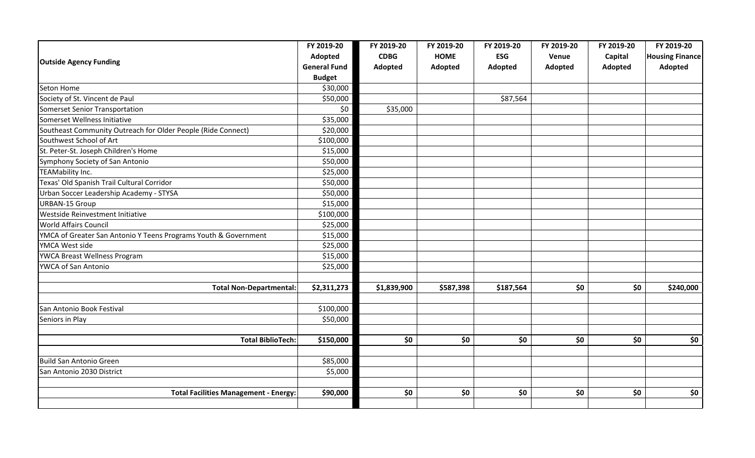| Outside Agency Funding | FY 2019-20 Adopted General Fund Budget | FY 2019-20 CDBG Adopted | FY 2019-20 HOME Adopted | FY 2019-20 ESG Adopted | FY 2019-20 Venue Adopted | FY 2019-20 Capital Adopted | FY 2019-20 Housing Finance Adopted |
|---|---|---|---|---|---|---|---|
| Seton Home | $30,000 | | | | | | |
| Society of St. Vincent de Paul | $50,000 | | | $87,564 | | | |
| Somerset Senior Transportation | $0 | $35,000 | | | | | |
| Somerset Wellness Initiative | $35,000 | | | | | | |
| Southeast Community Outreach for Older People (Ride Connect) | $20,000 | | | | | | |
| Southwest School of Art | $100,000 | | | | | | |
| St. Peter-St. Joseph Children's Home | $15,000 | | | | | | |
| Symphony Society of San Antonio | $50,000 | | | | | | |
| TEAMability Inc. | $25,000 | | | | | | |
| Texas' Old Spanish Trail Cultural Corridor | $50,000 | | | | | | |
| Urban Soccer Leadership Academy - STYSA | $50,000 | | | | | | |
| URBAN-15 Group | $15,000 | | | | | | |
| Westside Reinvestment Initiative | $100,000 | | | | | | |
| World Affairs Council | $25,000 | | | | | | |
| YMCA of Greater San Antonio Y Teens Programs Youth & Government | $15,000 | | | | | | |
| YMCA West side | $25,000 | | | | | | |
| YWCA Breast Wellness Program | $15,000 | | | | | | |
| YWCA of San Antonio | $25,000 | | | | | | |
| | | | | | | | |
| **Total Non-Departmental:** | **$2,311,273** | **$1,839,900** | **$587,398** | **$187,564** | **$0** | **$0** | **$240,000** |
| | | | | | | | |
| San Antonio Book Festival | $100,000 | | | | | | |
| Seniors in Play | $50,000 | | | | | | |
| | | | | | | | |
| **Total BiblioTech:** | **$150,000** | **$0** | **$0** | **$0** | **$0** | **$0** | **$0** |
| | | | | | | | |
| Build San Antonio Green | $85,000 | | | | | | |
| San Antonio 2030 District | $5,000 | | | | | | |
| | | | | | | | |
| **Total Facilities Management - Energy:** | **$90,000** | **$0** | **$0** | **$0** | **$0** | **$0** | **$0** |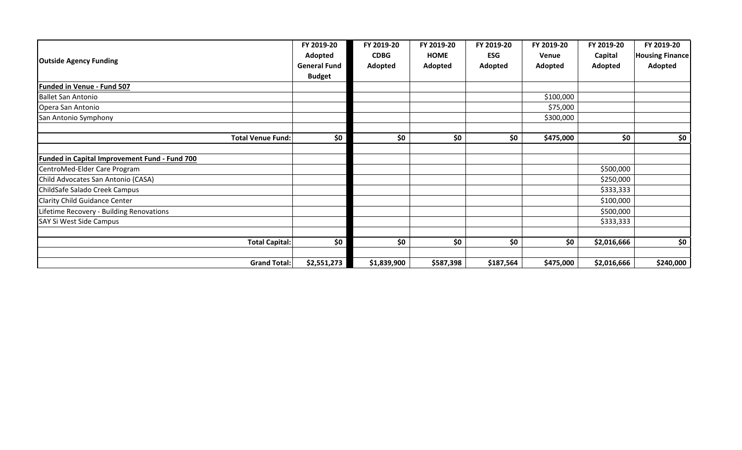| Outside Agency Funding | FY 2019-20 Adopted General Fund Budget | FY 2019-20 CDBG Adopted | FY 2019-20 HOME Adopted | FY 2019-20 ESG Adopted | FY 2019-20 Venue Adopted | FY 2019-20 Capital Adopted | FY 2019-20 Housing Finance Adopted |
|---|---|---|---|---|---|---|---|
| **Funded in Venue - Fund 507** | | | | | | | |
| Ballet San Antonio | | | | | $100,000 | | |
| Opera San Antonio | | | | | $75,000 | | |
| San Antonio Symphony | | | | | $300,000 | | |
| | | | | | | | |
| **Total Venue Fund:** | **$0** | **$0** | **$0** | **$0** | **$475,000** | **$0** | **$0** |
| | | | | | | | |
| **Funded in Capital Improvement Fund - Fund 700** | | | | | | | |
| CentroMed-Elder Care Program | | | | | | $500,000 | |
| Child Advocates San Antonio (CASA) | | | | | | $250,000 | |
| ChildSafe Salado Creek Campus | | | | | | $333,333 | |
| Clarity Child Guidance Center | | | | | | $100,000 | |
| Lifetime Recovery - Building Renovations | | | | | | $500,000 | |
| SAY Si West Side Campus | | | | | | $333,333 | |
| | | | | | | | |
| **Total Capital:** | **$0** | **$0** | **$0** | **$0** | **$0** | **$2,016,666** | **$0** |
| | | | | | | | |
| **Grand Total:** | **$2,551,273** | **$1,839,900** | **$587,398** | **$187,564** | **$475,000** | **$2,016,666** | **$240,000** |